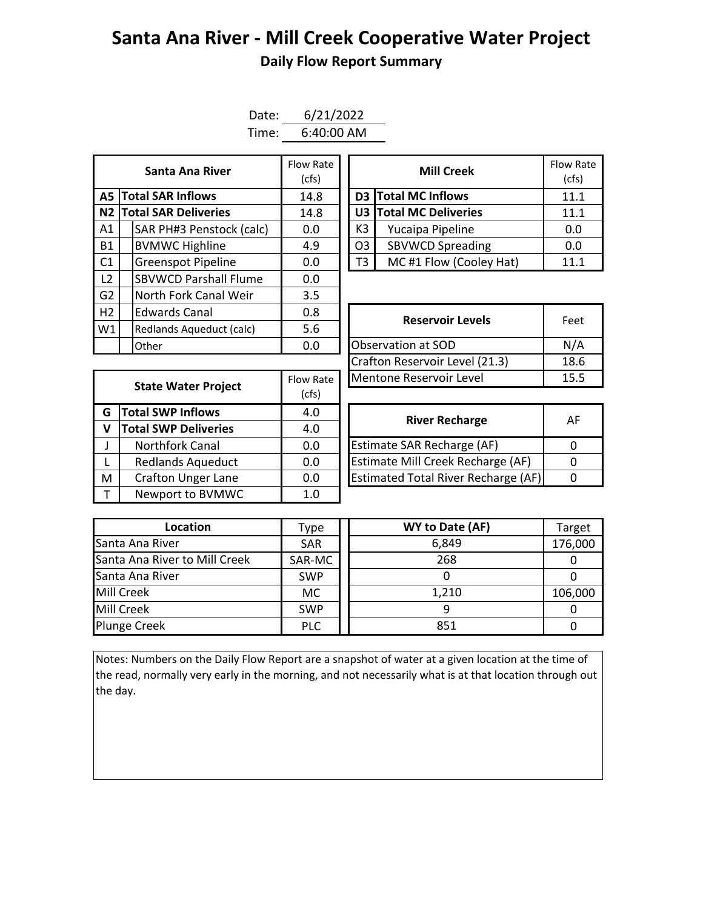# Santa Ana River - Mill Creek Cooperative Water Project

## Daily Flow Report Summary

Date: 6/21/2022

Time: 6:40:00 AM

| | Santa Ana River | Flow Rate (cfs) |
|---|---|---|
| A5 | **Total SAR Inflows** | 14.8 |
| N2 | **Total SAR Deliveries** | 14.8 |
| A1 | SAR PH#3 Penstock (calc) | 0.0 |
| B1 | BVMWC Highline | 4.9 |
| C1 | Greenspot Pipeline | 0.0 |
| L2 | SBVWCD Parshall Flume | 0.0 |
| G2 | North Fork Canal Weir | 3.5 |
| H2 | Edwards Canal | 0.8 |
| W1 | Redlands Aqueduct (calc) | 5.6 |
| | Other | 0.0 |

| | Mill Creek | Flow Rate (cfs) |
|---|---|---|
| D3 | **Total MC Inflows** | 11.1 |
| U3 | **Total MC Deliveries** | 11.1 |
| K3 | Yucaipa Pipeline | 0.0 |
| O3 | SBVWCD Spreading | 0.0 |
| T3 | MC #1 Flow (Cooley Hat) | 11.1 |

| Reservoir Levels | Feet |
|---|---|
| Observation at SOD | N/A |
| Crafton Reservoir Level (21.3) | 18.6 |
| Mentone Reservoir Level | 15.5 |

| | State Water Project | Flow Rate (cfs) |
|---|---|---|
| G | **Total SWP Inflows** | 4.0 |
| V | **Total SWP Deliveries** | 4.0 |
| J | Northfork Canal | 0.0 |
| L | Redlands Aqueduct | 0.0 |
| M | Crafton Unger Lane | 0.0 |
| T | Newport to BVMWC | 1.0 |

| River Recharge | AF |
|---|---|
| Estimate SAR Recharge (AF) | 0 |
| Estimate Mill Creek Recharge (AF) | 0 |
| Estimated Total River Recharge (AF) | 0 |

| Location | Type | WY to Date (AF) | Target |
|---|---|---|---|
| Santa Ana River | SAR | 6,849 | 176,000 |
| Santa Ana River to Mill Creek | SAR-MC | 268 | 0 |
| Santa Ana River | SWP | 0 | 0 |
| Mill Creek | MC | 1,210 | 106,000 |
| Mill Creek | SWP | 9 | 0 |
| Plunge Creek | PLC | 851 | 0 |

Notes: Numbers on the Daily Flow Report are a snapshot of water at a given location at the time of the read, normally very early in the morning, and not necessarily what is at that location through out the day.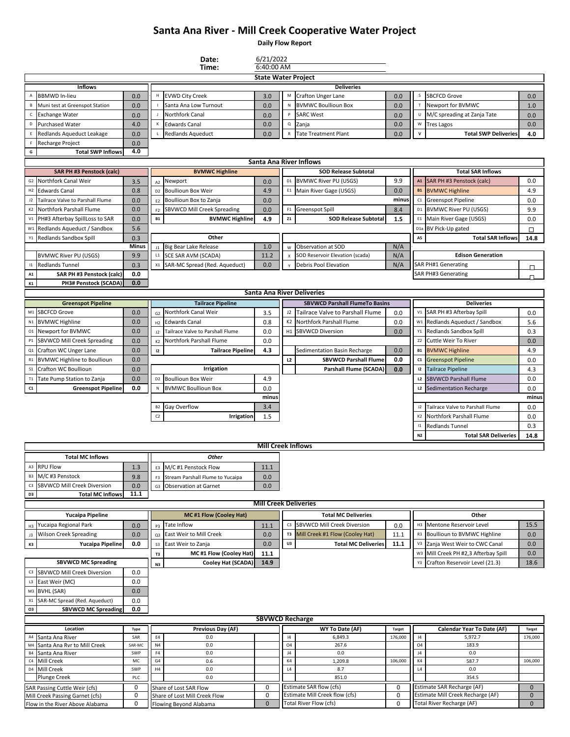# Santa Ana River - Mill Creek Cooperative Water Project

**Daily Flow Report**

**Date:** 6/21/2022
**Time:** 6:40:00 AM

## State Water Project

| | Inflows | |
|---|---|---|
| A | BBMWD In-lieu | 0.0 |
| B | Muni test at Greenspot Station | 0.0 |
| C | Exchange Water | 0.0 |
| D | Purchased Water | 4.0 |
| E | Redlands Aqueduct Leakage | 0.0 |
| F | Recharge Project | 0.0 |
| G | **Total SWP Inflows** | **4.0** |

| | Deliveries | | | | | | | |
|---|---|---|---|---|---|---|---|---|
| H | EVWD City Creek | 3.0 | M | Crafton Unger Lane | 0.0 | S | SBCFCD Grove | 0.0 |
| I | Santa Ana Low Turnout | 0.0 | N | BVMWC Boullioun Box | 0.0 | T | Newport for BVMWC | 1.0 |
| J | Northfork Canal | 0.0 | P | SARC West | 0.0 | U | M/C spreading at Zanja Tate | 0.0 |
| K | Edwards Canal | 0.0 | Q | Zanja | 0.0 | W | Tres Lagos | 0.0 |
| L | Redlands Aqueduct | 0.0 | R | Tate Treatment Plant | 0.0 | V | **Total SWP Deliveries** | **4.0** |

## Santa Ana River Inflows

| | SAR PH #3 Penstock (calc) | |
|---|---|---|
| G2 | Northfork Canal Weir | 3.5 |
| H2 | Edwards Canal | 0.8 |
| J2 | Tailrace Valve to Parshall Flume | 0.0 |
| K2 | Northfork Parshall Flume | 0.0 |
| V1 | PH#3 Afterbay SpillLoss to SAR | 0.0 |
| W1 | Redlands Aqueduct / Sandbox | 5.6 |
| Y1 | Redlands Sandbox Spill | 0.3 |
| | | Minus |
| | BVMWC River PU (USGS) | 9.9 |
| I1 | Redlands Tunnel | 0.3 |
| A1 | **SAR PH #3 Penstock (calc)** | **0.0** |
| K1 | **PH3# Penstock (SCADA)** | **0.0** |

| | BVMWC Highline | |
|---|---|---|
| A2 | Newport | 0.0 |
| D2 | Boullioun Box Weir | 4.9 |
| E2 | Boullioun Box to Zanja | 0.0 |
| F2 | SBVWCD Mill Creek Spreading | 0.0 |
| B1 | **BVMWC Highline** | **4.9** |
| | **Other** | |
| J1 | Big Bear Lake Release | 1.0 |
| L1 | SCE SAR AVM (SCADA) | 11.2 |
| X1 | SAR-MC Spread (Red. Aqueduct) | 0.0 |

| | SOD Release Subtotal | |
|---|---|---|
| D1 | BVMWC River PU (USGS) | 9.9 |
| E1 | Main River Gage (USGS) | 0.0 |
| | | minus |
| F1 | Greenspot Spill | 8.4 |
| Z1 | **SOD Release Subtotal** | **1.5** |
| W | Observation at SOD | N/A |
| X | SOD Reservoir Elevation (scada) | N/A |
| Y | Debris Pool Elevation | N/A |

| | Total SAR Inflows | |
|---|---|---|
| A1 | SAR PH #3 Penstock (calc) | 0.0 |
| B1 | BVMWC Highline | 4.9 |
| C1 | Greenspot Pipeline | 0.0 |
| D1 | BVMWC River PU (USGS) | 9.9 |
| E1 | Main River Gage (USGS) | 0.0 |
| D1a | BV Pick-Up gated | ☐ |
| A5 | **Total SAR Inflows** | **14.8** |

| Edison Generation | |
|---|---|
| SAR PH#1 Generating | ☐ |
| SAR PH#3 Generating | ☐ |

## Santa Ana River Deliveries

| | Greenspot Pipeline | |
|---|---|---|
| M1 | SBCFCD Grove | 0.0 |
| N1 | BVMWC Highline | 0.0 |
| O1 | Newport for BVMWC | 0.0 |
| P1 | SBVWCD Mill Creek Spreading | 0.0 |
| Q1 | Crafton WC Unger Lane | 0.0 |
| R1 | BVMWC Highline to Boullioun | 0.0 |
| S1 | Crafton WC Boullioun | 0.0 |
| T1 | Tate Pump Station to Zanja | 0.0 |
| C1 | **Greenspot Pipeline** | **0.0** |

| | Tailrace Pipeline | |
|---|---|---|
| G2 | Northfork Canal Weir | 3.5 |
| H2 | Edwards Canal | 0.8 |
| J2 | Tailrace Valve to Parshall Flume | 0.0 |
| K2 | Northfork Parshall Flume | 0.0 |
| I2 | **Tailrace Pipeline** | **4.3** |
| | **Irrigation** | |
| D2 | Boullioun Box Weir | 4.9 |
| N | BVMWC Boullioun Box | 0.0 |
| | | minus |
| B2 | Gay Overflow | 3.4 |
| C2 | **Irrigation** | **1.5** |

| | SBVWCD Parshall FlumeTo Basins | |
|---|---|---|
| J2 | Tailrace Valve to Parshall Flume | 0.0 |
| K2 | Northfork Parshall Flume | 0.0 |
| H1 | SBVWCD Diversion | 0.0 |
| | Sedimentation Basin Recharge | 0.0 |
| L2 | **SBVWCD Parshall Flume** | **0.0** |
| | **Parshall Flume (SCADA)** | **0.0** |

| | Deliveries | |
|---|---|---|
| V1 | SAR PH #3 Afterbay Spill | 0.0 |
| W1 | Redlands Aqueduct / Sandbox | 5.6 |
| Y1 | Redlands Sandbox Spill | 0.3 |
| Z2 | Cuttle Weir To River | 0.0 |
| B1 | BVMWC Highline | 4.9 |
| C1 | Greenspot Pipeline | 0.0 |
| I2 | Tailrace Pipeline | 4.3 |
| L2 | SBVWCD Parshall Flume | 0.0 |
| L2 | Sedimentation Recharge | 0.0 |
| | | minus |
| J2 | Tailrace Valve to Parshall Flume | 0.0 |
| K2 | Northfork Parshall Flume | 0.0 |
| I1 | Redlands Tunnel | 0.3 |
| N2 | **Total SAR Deliveries** | **14.8** |

## Mill Creek Inflows

| | Total MC Inflows | |
|---|---|---|
| A3 | RPU Flow | 1.3 |
| B3 | M/C #3 Penstock | 9.8 |
| C3 | SBVWCD Mill Creek Diversion | 0.0 |
| D3 | **Total MC Inflows** | **11.1** |

| | *Other* | |
|---|---|---|
| E3 | M/C #1 Penstock Flow | 11.1 |
| F3 | Stream Parshall Flume to Yucaipa | 0.0 |
| G3 | Observation at Garnet | 0.0 |

## Mill Creek Deliveries

| | Yucaipa Pipeline | |
|---|---|---|
| H3 | Yucaipa Regional Park | 0.0 |
| J3 | Wilson Creek Spreading | 0.0 |
| K3 | **Yucaipa Pipeline** | **0.0** |

| | SBVWCD MC Spreading | |
|---|---|---|
| C3 | SBVWCD Mill Creek Diversion | 0.0 |
| L3 | East Weir (MC) | 0.0 |
| M3 | BVHL (SAR) | 0.0 |
| X1 | SAR-MC Spread (Red. Aqueduct) | 0.0 |
| O3 | **SBVWCD MC Spreading** | **0.0** |

| | MC #1 Flow (Cooley Hat) | |
|---|---|---|
| P3 | Tate Inflow | 11.1 |
| Q3 | East Weir to Mill Creek | 0.0 |
| S3 | East Weir to Zanja | 0.0 |
| T3 | **MC #1 Flow (Cooley Hat)** | **11.1** |
| N3 | **Cooley Hat (SCADA)** | **14.9** |

| | Total MC Deliveries | |
|---|---|---|
| C3 | SBVWCD Mill Creek Diversion | 0.0 |
| T3 | Mill Creek #1 Flow (Cooley Hat) | 11.1 |
| U3 | **Total MC Deliveries** | **11.1** |

| | Other | |
|---|---|---|
| H3 | Mentone Reservoir Level | 15.5 |
| R3 | Boullioun to BVMWC Highline | 0.0 |
| V3 | Zanja West Weir to CWC Canal | 0.0 |
| W3 | Mill Creek PH #2,3 Afterbay Spill | 0.0 |
| Y3 | Crafton Reservoir Level (21.3) | 18.6 |

## SBVWCD Recharge

| | Location | Type | | Previous Day (AF) | | WY To Date (AF) | Target | | Calendar Year To Date (AF) | Target |
|---|---|---|---|---|---|---|---|---|---|---|
| A4 | Santa Ana River | SAR | E4 | 0.0 | I4 | 6,849.3 | 176,000 | I4 | 5,972.7 | 176,000 |
| M4 | Santa Ana Rvr to Mill Creek | SAR-MC | N4 | 0.0 | O4 | 267.6 | | O4 | 183.9 | |
| B4 | Santa Ana River | SWP | F4 | 0.0 | J4 | 0.0 | | J4 | 0.0 | |
| C4 | Mill Creek | MC | G4 | 0.6 | K4 | 1,209.8 | 106,000 | K4 | 587.7 | 106,000 |
| D4 | Mill Creek | SWP | H4 | 0.0 | L4 | 8.7 | | L4 | 0.0 | |
| | Plunge Creek | PLC | | 0.0 | | 851.0 | | | 354.5 | |

| | | | | | | | |
|---|---|---|---|---|---|---|---|
| SAR Passing Cuttle Weir (cfs) | 0 | Share of Lost SAR Flow | 0 | Estimate SAR flow (cfs) | 0 | Estimate SAR Recharge (AF) | 0 |
| Mill Creek Passing Garnet (cfs) | 0 | Share of Lost Mill Creek Flow | 0 | Estimate Mill Creek flow (cfs) | 0 | Estimate Mill Creek Recharge (AF) | 0 |
| Flow in the River Above Alabama | 0 | Flowing Beyond Alabama | 0 | Total River Flow (cfs) | 0 | Total River Recharge (AF) | 0 |